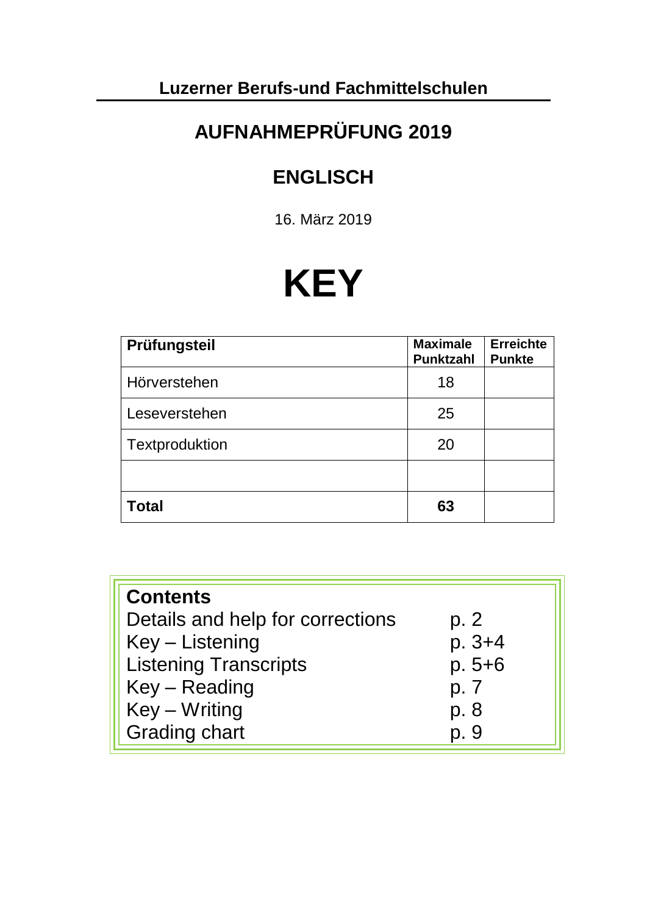**Luzerner Berufs-und Fachmittelschulen**

# AUFNAHMEPRÜFUNG 2019

## ENGLISCH

16. März 2019

# KEY

| Prüfungsteil | Maximale Punktzahl | Erreichte Punkte |
|---|---|---|
| Hörverstehen | 18 | |
| Leseverstehen | 25 | |
| Textproduktion | 20 | |
| | | |
| **Total** | **63** | |

| **Contents** | |
|---|---|
| Details and help for corrections | p. 2 |
| Key – Listening | p. 3+4 |
| Listening Transcripts | p. 5+6 |
| Key – Reading | p. 7 |
| Key – Writing | p. 8 |
| Grading chart | p. 9 |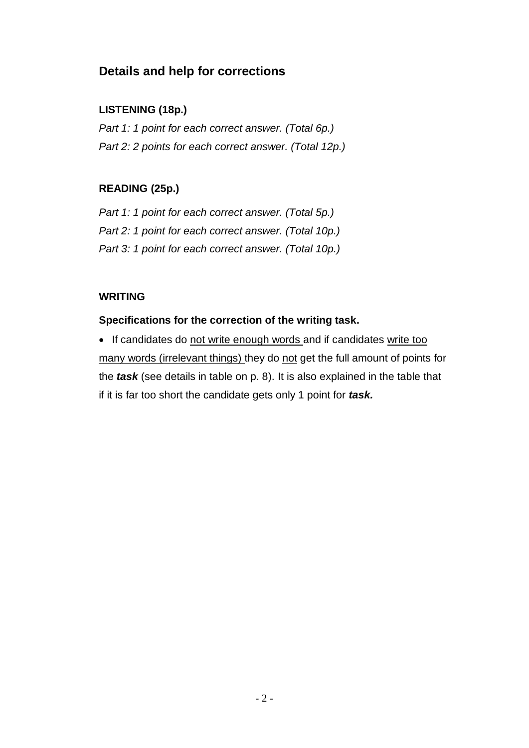## Details and help for corrections

### LISTENING (18p.)

*Part 1: 1 point for each correct answer. (Total 6p.)*
*Part 2: 2 points for each correct answer. (Total 12p.)*

### READING (25p.)

*Part 1: 1 point for each correct answer. (Total 5p.)*
*Part 2: 1 point for each correct answer. (Total 10p.)*
*Part 3: 1 point for each correct answer. (Total 10p.)*

### WRITING

**Specifications for the correction of the writing task.**

- If candidates do <u>not write enough words</u> and if candidates <u>write too many words (irrelevant things)</u> they do <u>not</u> get the full amount of points for the ***task*** (see details in table on p. 8). It is also explained in the table that if it is far too short the candidate gets only 1 point for ***task.***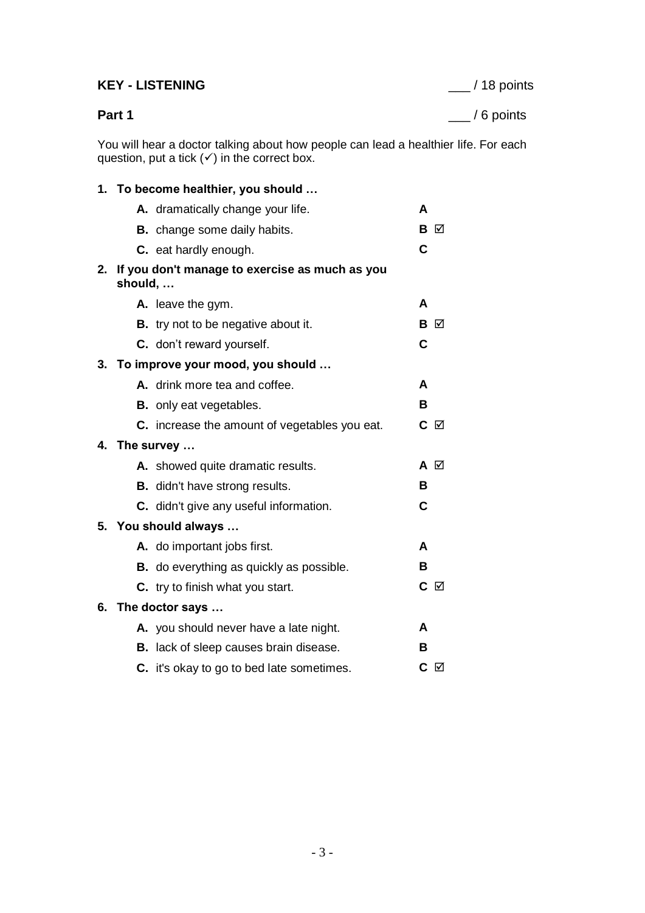**KEY - LISTENING** ___ / 18 points

**Part 1** ___ / 6 points

You will hear a doctor talking about how people can lead a healthier life. For each question, put a tick (✓) in the correct box.

**1. To become healthier, you should …**

- **A.** dramatically change your life. — **A**
- **B.** change some daily habits. — **B** ☑
- **C.** eat hardly enough. — **C**

**2. If you don't manage to exercise as much as you should, …**

- **A.** leave the gym. — **A**
- **B.** try not to be negative about it. — **B** ☑
- **C.** don't reward yourself. — **C**

**3. To improve your mood, you should …**

- **A.** drink more tea and coffee. — **A**
- **B.** only eat vegetables. — **B**
- **C.** increase the amount of vegetables you eat. — **C** ☑

**4. The survey …**

- **A.** showed quite dramatic results. — **A** ☑
- **B.** didn't have strong results. — **B**
- **C.** didn't give any useful information. — **C**

**5. You should always …**

- **A.** do important jobs first. — **A**
- **B.** do everything as quickly as possible. — **B**
- **C.** try to finish what you start. — **C** ☑

**6. The doctor says …**

- **A.** you should never have a late night. — **A**
- **B.** lack of sleep causes brain disease. — **B**
- **C.** it's okay to go to bed late sometimes. — **C** ☑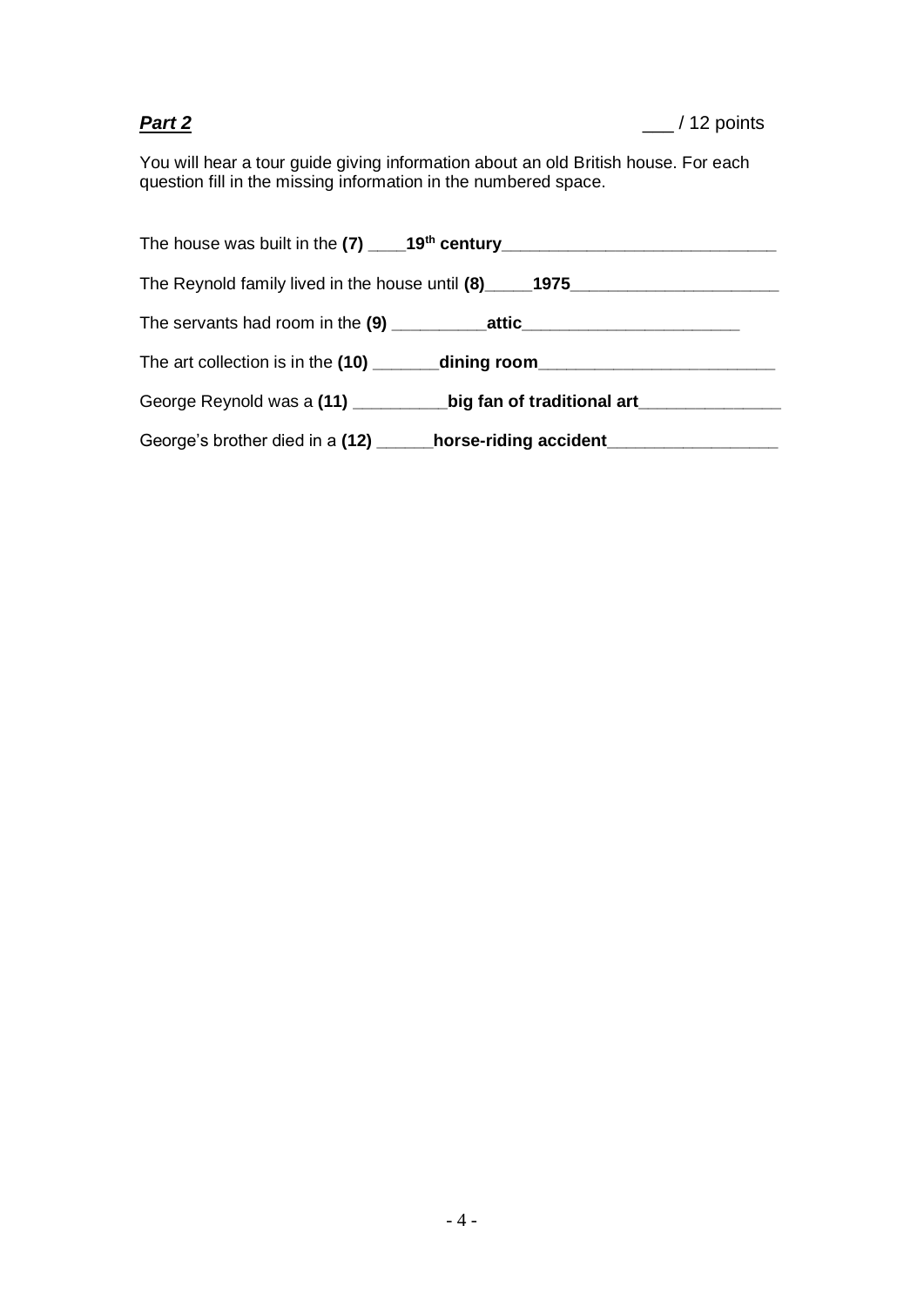***Part 2*** ___ / 12 points

You will hear a tour guide giving information about an old British house. For each question fill in the missing information in the numbered space.

The house was built in the **(7)** ____**19$^{th}$ century**_____________________________

The Reynold family lived in the house until **(8)**_____**1975**______________________

The servants had room in the **(9)** __________**attic**_______________________

The art collection is in the **(10)** _______**dining room**_________________________

George Reynold was a **(11)** __________**big fan of traditional art**_______________

George's brother died in a **(12)** ______**horse-riding accident**__________________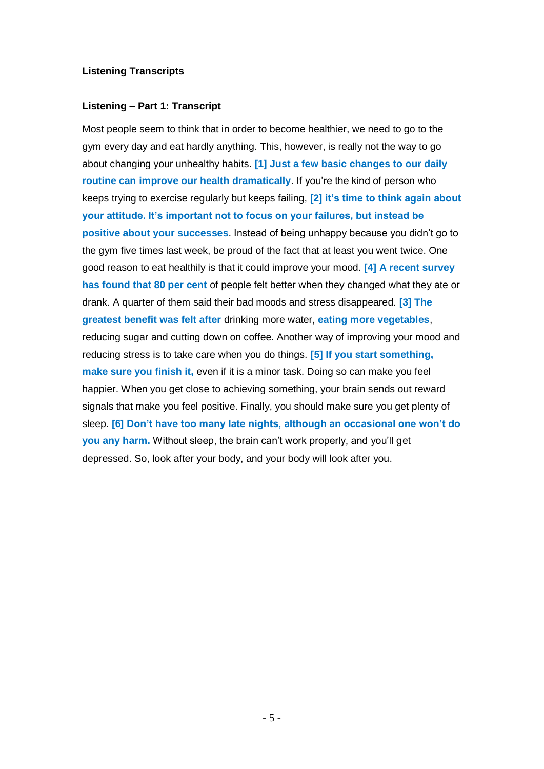**Listening Transcripts**

**Listening – Part 1: Transcript**

Most people seem to think that in order to become healthier, we need to go to the gym every day and eat hardly anything. This, however, is really not the way to go about changing your unhealthy habits. **[1] Just a few basic changes to our daily routine can improve our health dramatically**. If you're the kind of person who keeps trying to exercise regularly but keeps failing, **[2] it's time to think again about your attitude. It's important not to focus on your failures, but instead be positive about your successes**. Instead of being unhappy because you didn't go to the gym five times last week, be proud of the fact that at least you went twice. One good reason to eat healthily is that it could improve your mood. **[4] A recent survey has found that 80 per cent** of people felt better when they changed what they ate or drank. A quarter of them said their bad moods and stress disappeared. **[3] The greatest benefit was felt after** drinking more water, **eating more vegetables**, reducing sugar and cutting down on coffee. Another way of improving your mood and reducing stress is to take care when you do things. **[5] If you start something, make sure you finish it,** even if it is a minor task. Doing so can make you feel happier. When you get close to achieving something, your brain sends out reward signals that make you feel positive. Finally, you should make sure you get plenty of sleep. **[6] Don't have too many late nights, although an occasional one won't do you any harm.** Without sleep, the brain can't work properly, and you'll get depressed. So, look after your body, and your body will look after you.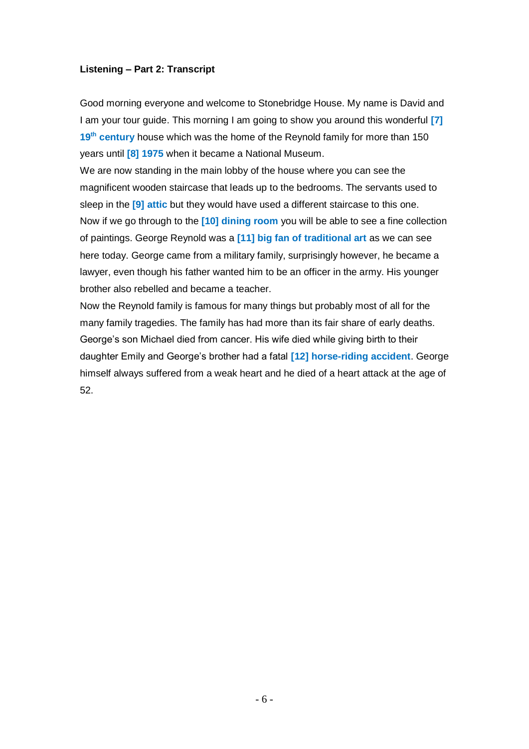**Listening – Part 2: Transcript**

Good morning everyone and welcome to Stonebridge House. My name is David and I am your tour guide. This morning I am going to show you around this wonderful **[7] 19th century** house which was the home of the Reynold family for more than 150 years until **[8] 1975** when it became a National Museum.

We are now standing in the main lobby of the house where you can see the magnificent wooden staircase that leads up to the bedrooms. The servants used to sleep in the **[9] attic** but they would have used a different staircase to this one.

Now if we go through to the **[10] dining room** you will be able to see a fine collection of paintings. George Reynold was a **[11] big fan of traditional art** as we can see here today. George came from a military family, surprisingly however, he became a lawyer, even though his father wanted him to be an officer in the army. His younger brother also rebelled and became a teacher.

Now the Reynold family is famous for many things but probably most of all for the many family tragedies. The family has had more than its fair share of early deaths. George's son Michael died from cancer. His wife died while giving birth to their daughter Emily and George's brother had a fatal **[12] horse-riding accident**. George himself always suffered from a weak heart and he died of a heart attack at the age of 52.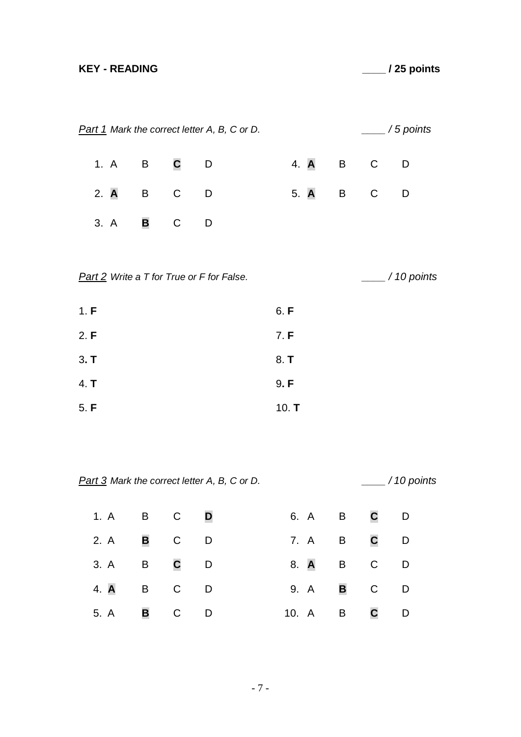**KEY - READING** ____ **/ 25 points**

*Part 1 Mark the correct letter A, B, C or D.* ____ */ 5 points*

1. A B **C** D
2. **A** B C D
3. A **B** C D
4. **A** B C D
5. **A** B C D

*Part 2 Write a T for True or F for False.* ____ */ 10 points*

1. **F**
2. **F**
3. **T**
4. **T**
5. **F**
6. **F**
7. **F**
8. **T**
9. **F**
10. **T**

*Part 3 Mark the correct letter A, B, C or D.* ____ */ 10 points*

1. A B C **D**
2. A **B** C D
3. A B **C** D
4. **A** B C D
5. A **B** C D
6. A B **C** D
7. A B **C** D
8. **A** B C D
9. A **B** C D
10. A B **C** D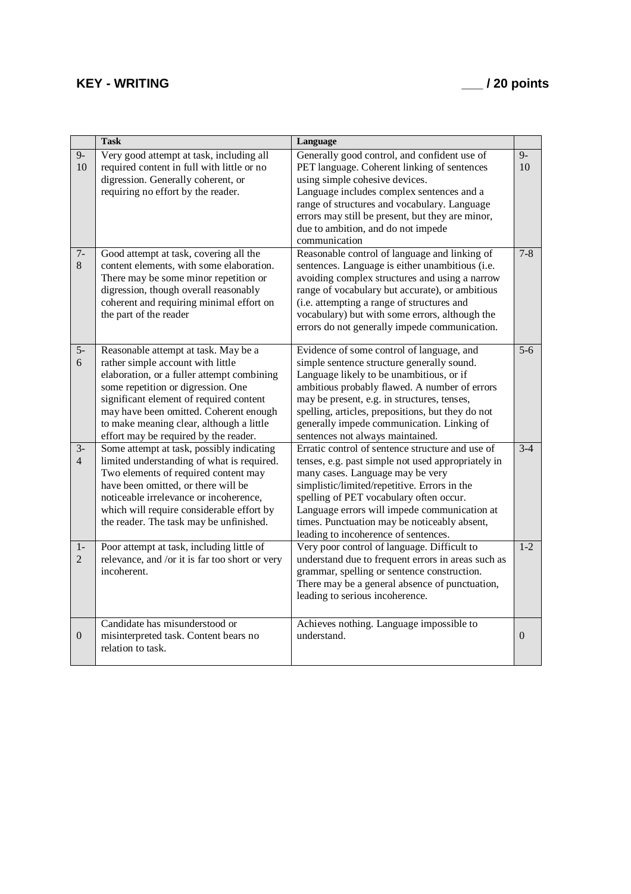**KEY - WRITING** **___ / 20 points**

| | Task | Language | |
|---|---|---|---|
| 9-10 | Very good attempt at task, including all required content in full with little or no digression. Generally coherent, or requiring no effort by the reader. | Generally good control, and confident use of PET language. Coherent linking of sentences using simple cohesive devices. Language includes complex sentences and a range of structures and vocabulary. Language errors may still be present, but they are minor, due to ambition, and do not impede communication | 9-10 |
| 7-8 | Good attempt at task, covering all the content elements, with some elaboration. There may be some minor repetition or digression, though overall reasonably coherent and requiring minimal effort on the part of the reader | Reasonable control of language and linking of sentences. Language is either unambitious (i.e. avoiding complex structures and using a narrow range of vocabulary but accurate), or ambitious (i.e. attempting a range of structures and vocabulary) but with some errors, although the errors do not generally impede communication. | 7-8 |
| 5-6 | Reasonable attempt at task. May be a rather simple account with little elaboration, or a fuller attempt combining some repetition or digression. One significant element of required content may have been omitted. Coherent enough to make meaning clear, although a little effort may be required by the reader. | Evidence of some control of language, and simple sentence structure generally sound. Language likely to be unambitious, or if ambitious probably flawed. A number of errors may be present, e.g. in structures, tenses, spelling, articles, prepositions, but they do not generally impede communication. Linking of sentences not always maintained. | 5-6 |
| 3-4 | Some attempt at task, possibly indicating limited understanding of what is required. Two elements of required content may have been omitted, or there will be noticeable irrelevance or incoherence, which will require considerable effort by the reader. The task may be unfinished. | Erratic control of sentence structure and use of tenses, e.g. past simple not used appropriately in many cases. Language may be very simplistic/limited/repetitive. Errors in the spelling of PET vocabulary often occur. Language errors will impede communication at times. Punctuation may be noticeably absent, leading to incoherence of sentences. | 3-4 |
| 1-2 | Poor attempt at task, including little of relevance, and /or it is far too short or very incoherent. | Very poor control of language. Difficult to understand due to frequent errors in areas such as grammar, spelling or sentence construction. There may be a general absence of punctuation, leading to serious incoherence. | 1-2 |
| 0 | Candidate has misunderstood or misinterpreted task. Content bears no relation to task. | Achieves nothing. Language impossible to understand. | 0 |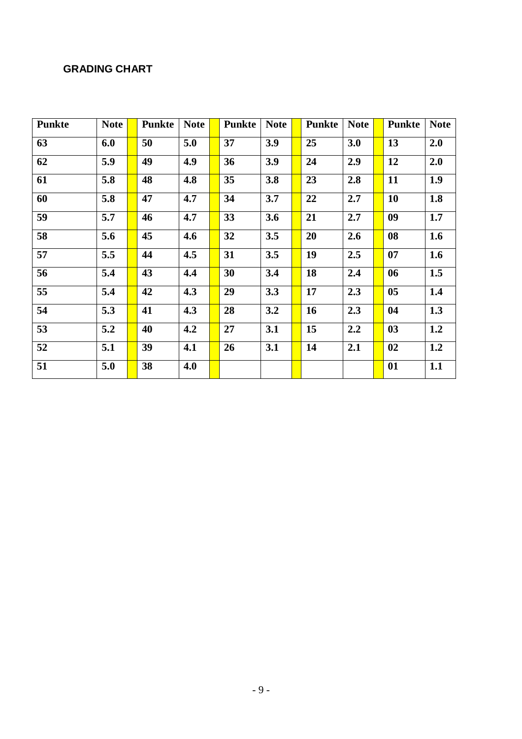**GRADING CHART**

| Punkte | Note | | Punkte | Note | | Punkte | Note | | Punkte | Note | | Punkte | Note |
|---|---|---|---|---|---|---|---|---|---|---|---|---|---|
| **63** | **6.0** | | **50** | **5.0** | | **37** | **3.9** | | **25** | **3.0** | | **13** | **2.0** |
| **62** | **5.9** | | **49** | **4.9** | | **36** | **3.9** | | **24** | **2.9** | | **12** | **2.0** |
| **61** | **5.8** | | **48** | **4.8** | | **35** | **3.8** | | **23** | **2.8** | | **11** | **1.9** |
| **60** | **5.8** | | **47** | **4.7** | | **34** | **3.7** | | **22** | **2.7** | | **10** | **1.8** |
| **59** | **5.7** | | **46** | **4.7** | | **33** | **3.6** | | **21** | **2.7** | | **09** | **1.7** |
| **58** | **5.6** | | **45** | **4.6** | | **32** | **3.5** | | **20** | **2.6** | | **08** | **1.6** |
| **57** | **5.5** | | **44** | **4.5** | | **31** | **3.5** | | **19** | **2.5** | | **07** | **1.6** |
| **56** | **5.4** | | **43** | **4.4** | | **30** | **3.4** | | **18** | **2.4** | | **06** | **1.5** |
| **55** | **5.4** | | **42** | **4.3** | | **29** | **3.3** | | **17** | **2.3** | | **05** | **1.4** |
| **54** | **5.3** | | **41** | **4.3** | | **28** | **3.2** | | **16** | **2.3** | | **04** | **1.3** |
| **53** | **5.2** | | **40** | **4.2** | | **27** | **3.1** | | **15** | **2.2** | | **03** | **1.2** |
| **52** | **5.1** | | **39** | **4.1** | | **26** | **3.1** | | **14** | **2.1** | | **02** | **1.2** |
| **51** | **5.0** | | **38** | **4.0** | | | | | | | | **01** | **1.1** |